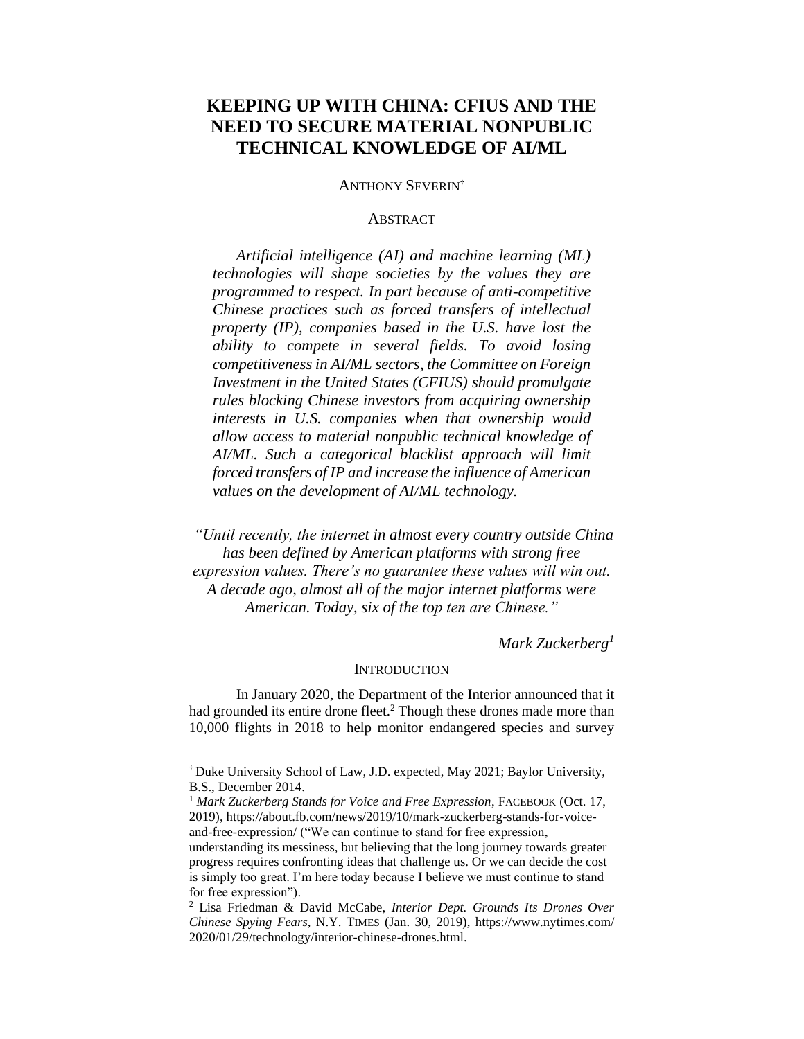# KEEPING UP WITH CHINA: CFIUS AND THE NEED TO SECURE MATERIAL NONPUBLIC TECHNICAL KNOWLEDGE OF AI/ML

ANTHONY SEVERIN[†]

ABSTRACT

*Artificial intelligence (AI) and machine learning (ML) technologies will shape societies by the values they are programmed to respect. In part because of anti-competitive Chinese practices such as forced transfers of intellectual property (IP), companies based in the U.S. have lost the ability to compete in several fields. To avoid losing competitiveness in AI/ML sectors, the Committee on Foreign Investment in the United States (CFIUS) should promulgate rules blocking Chinese investors from acquiring ownership interests in U.S. companies when that ownership would allow access to material nonpublic technical knowledge of AI/ML. Such a categorical blacklist approach will limit forced transfers of IP and increase the influence of American values on the development of AI/ML technology.*

*"Until recently, the internet in almost every country outside China has been defined by American platforms with strong free expression values. There's no guarantee these values will win out. A decade ago, almost all of the major internet platforms were American. Today, six of the top ten are Chinese."*

*Mark Zuckerberg*[1]

INTRODUCTION

In January 2020, the Department of the Interior announced that it had grounded its entire drone fleet.[2] Though these drones made more than 10,000 flights in 2018 to help monitor endangered species and survey

---

[†] Duke University School of Law, J.D. expected, May 2021; Baylor University, B.S., December 2014.

[1] *Mark Zuckerberg Stands for Voice and Free Expression*, FACEBOOK (Oct. 17, 2019), https://about.fb.com/news/2019/10/mark-zuckerberg-stands-for-voice-and-free-expression/ ("We can continue to stand for free expression, understanding its messiness, but believing that the long journey towards greater progress requires confronting ideas that challenge us. Or we can decide the cost is simply too great. I'm here today because I believe we must continue to stand for free expression").

[2] Lisa Friedman & David McCabe, *Interior Dept. Grounds Its Drones Over Chinese Spying Fears*, N.Y. TIMES (Jan. 30, 2019), https://www.nytimes.com/2020/01/29/technology/interior-chinese-drones.html.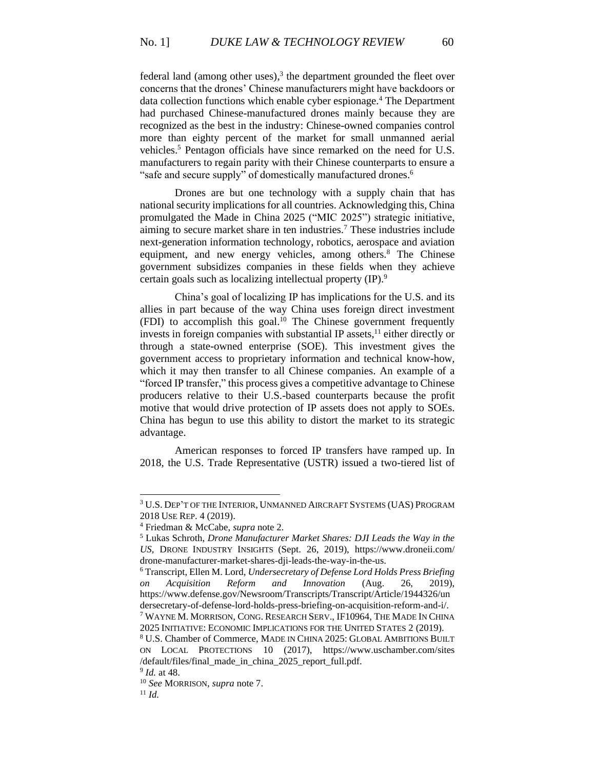federal land (among other uses),[3] the department grounded the fleet over concerns that the drones' Chinese manufacturers might have backdoors or data collection functions which enable cyber espionage.[4] The Department had purchased Chinese-manufactured drones mainly because they are recognized as the best in the industry: Chinese-owned companies control more than eighty percent of the market for small unmanned aerial vehicles.[5] Pentagon officials have since remarked on the need for U.S. manufacturers to regain parity with their Chinese counterparts to ensure a "safe and secure supply" of domestically manufactured drones.[6]

Drones are but one technology with a supply chain that has national security implications for all countries. Acknowledging this, China promulgated the Made in China 2025 ("MIC 2025") strategic initiative, aiming to secure market share in ten industries.[7] These industries include next-generation information technology, robotics, aerospace and aviation equipment, and new energy vehicles, among others.[8] The Chinese government subsidizes companies in these fields when they achieve certain goals such as localizing intellectual property (IP).[9]

China's goal of localizing IP has implications for the U.S. and its allies in part because of the way China uses foreign direct investment (FDI) to accomplish this goal.[10] The Chinese government frequently invests in foreign companies with substantial IP assets,[11] either directly or through a state-owned enterprise (SOE). This investment gives the government access to proprietary information and technical know-how, which it may then transfer to all Chinese companies. An example of a "forced IP transfer," this process gives a competitive advantage to Chinese producers relative to their U.S.-based counterparts because the profit motive that would drive protection of IP assets does not apply to SOEs. China has begun to use this ability to distort the market to its strategic advantage.

American responses to forced IP transfers have ramped up. In 2018, the U.S. Trade Representative (USTR) issued a two-tiered list of

---

[3] U.S. DEP'T OF THE INTERIOR, UNMANNED AIRCRAFT SYSTEMS (UAS) PROGRAM 2018 USE REP. 4 (2019).

[4] Friedman & McCabe, *supra* note 2.

[5] Lukas Schroth, *Drone Manufacturer Market Shares: DJI Leads the Way in the US*, DRONE INDUSTRY INSIGHTS (Sept. 26, 2019), https://www.droneii.com/drone-manufacturer-market-shares-dji-leads-the-way-in-the-us.

[6] Transcript, Ellen M. Lord, *Undersecretary of Defense Lord Holds Press Briefing on Acquisition Reform and Innovation* (Aug. 26, 2019), https://www.defense.gov/Newsroom/Transcripts/Transcript/Article/1944326/undersecretary-of-defense-lord-holds-press-briefing-on-acquisition-reform-and-i/.

[7] WAYNE M. MORRISON, CONG. RESEARCH SERV., IF10964, THE MADE IN CHINA 2025 INITIATIVE: ECONOMIC IMPLICATIONS FOR THE UNITED STATES 2 (2019).

[8] U.S. Chamber of Commerce, MADE IN CHINA 2025: GLOBAL AMBITIONS BUILT ON LOCAL PROTECTIONS 10 (2017), https://www.uschamber.com/sites/default/files/final_made_in_china_2025_report_full.pdf.

[9] *Id.* at 48.

[10] *See* MORRISON, *supra* note 7.

[11] *Id.*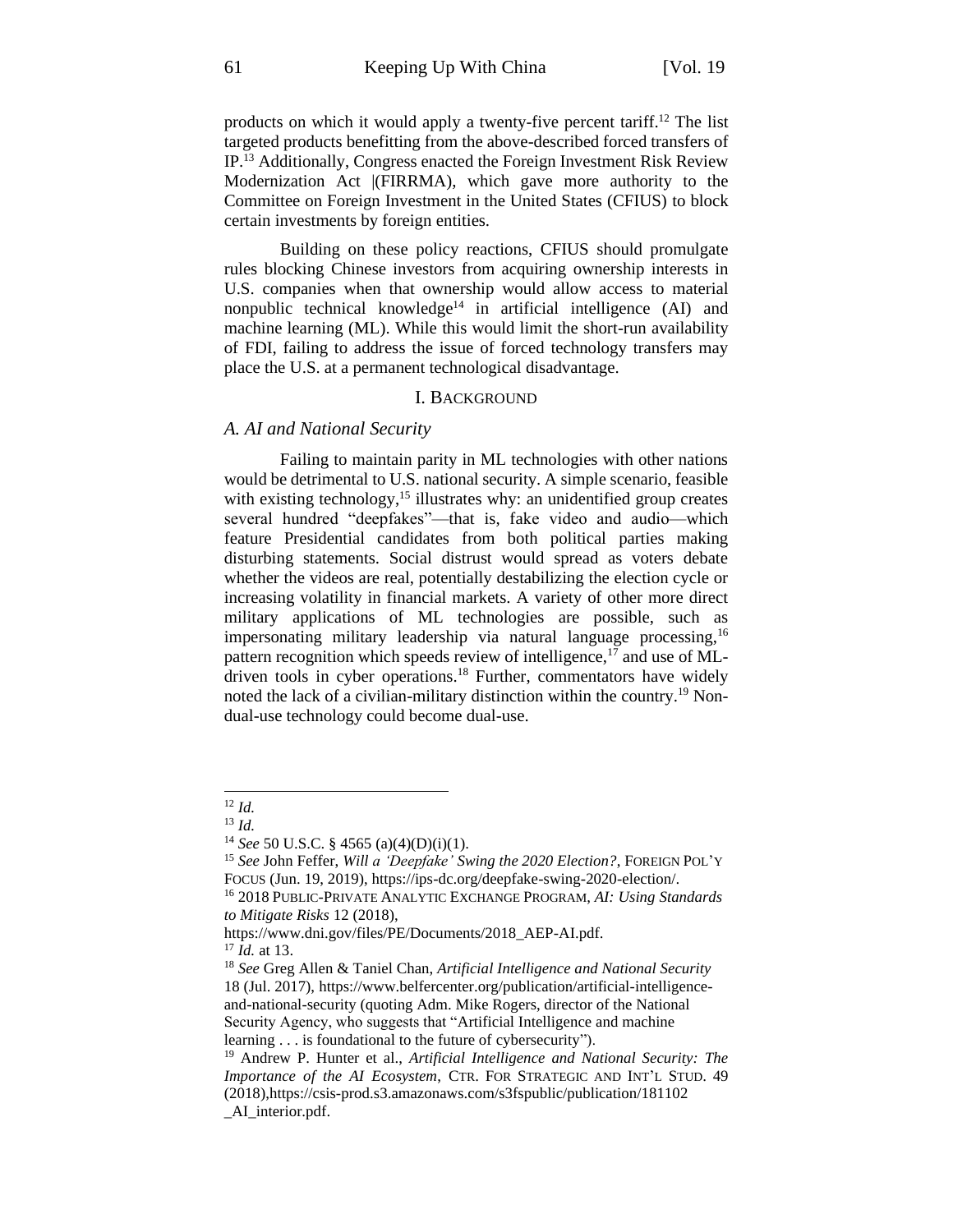products on which it would apply a twenty-five percent tariff.[12] The list targeted products benefitting from the above-described forced transfers of IP.[13] Additionally, Congress enacted the Foreign Investment Risk Review Modernization Act |(FIRRMA), which gave more authority to the Committee on Foreign Investment in the United States (CFIUS) to block certain investments by foreign entities.

Building on these policy reactions, CFIUS should promulgate rules blocking Chinese investors from acquiring ownership interests in U.S. companies when that ownership would allow access to material nonpublic technical knowledge[14] in artificial intelligence (AI) and machine learning (ML). While this would limit the short-run availability of FDI, failing to address the issue of forced technology transfers may place the U.S. at a permanent technological disadvantage.

## I. Background

### *A. AI and National Security*

Failing to maintain parity in ML technologies with other nations would be detrimental to U.S. national security. A simple scenario, feasible with existing technology,[15] illustrates why: an unidentified group creates several hundred "deepfakes"—that is, fake video and audio—which feature Presidential candidates from both political parties making disturbing statements. Social distrust would spread as voters debate whether the videos are real, potentially destabilizing the election cycle or increasing volatility in financial markets. A variety of other more direct military applications of ML technologies are possible, such as impersonating military leadership via natural language processing,[16] pattern recognition which speeds review of intelligence,[17] and use of ML-driven tools in cyber operations.[18] Further, commentators have widely noted the lack of a civilian-military distinction within the country.[19] Non-dual-use technology could become dual-use.

---

[12] *Id.*

[13] *Id.*

[14] *See* 50 U.S.C. § 4565 (a)(4)(D)(i)(1).

[15] *See* John Feffer, *Will a 'Deepfake' Swing the 2020 Election?*, Foreign Pol'y Focus (Jun. 19, 2019), https://ips-dc.org/deepfake-swing-2020-election/.

[16] 2018 Public-Private Analytic Exchange Program, *AI: Using Standards to Mitigate Risks* 12 (2018), https://www.dni.gov/files/PE/Documents/2018_AEP-AI.pdf.

[17] *Id.* at 13.

[18] *See* Greg Allen & Taniel Chan, *Artificial Intelligence and National Security* 18 (Jul. 2017), https://www.belfercenter.org/publication/artificial-intelligence-and-national-security (quoting Adm. Mike Rogers, director of the National Security Agency, who suggests that "Artificial Intelligence and machine learning . . . is foundational to the future of cybersecurity").

[19] Andrew P. Hunter et al., *Artificial Intelligence and National Security: The Importance of the AI Ecosystem*, Ctr. for Strategic and Int'l Stud. 49 (2018),https://csis-prod.s3.amazonaws.com/s3fspublic/publication/181102_AI_interior.pdf.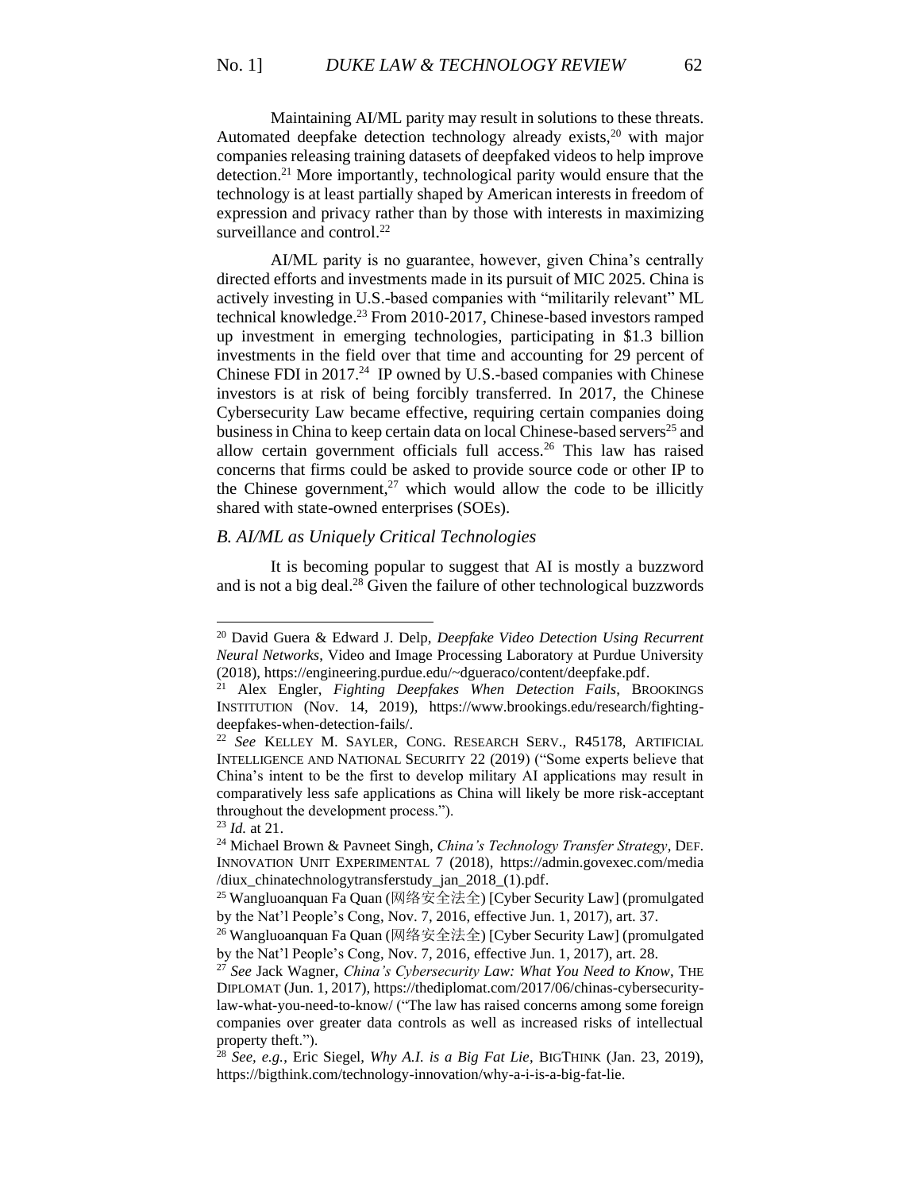Maintaining AI/ML parity may result in solutions to these threats. Automated deepfake detection technology already exists,[20] with major companies releasing training datasets of deepfaked videos to help improve detection.[21] More importantly, technological parity would ensure that the technology is at least partially shaped by American interests in freedom of expression and privacy rather than by those with interests in maximizing surveillance and control.[22]

AI/ML parity is no guarantee, however, given China's centrally directed efforts and investments made in its pursuit of MIC 2025. China is actively investing in U.S.-based companies with "militarily relevant" ML technical knowledge.[23] From 2010-2017, Chinese-based investors ramped up investment in emerging technologies, participating in $1.3 billion investments in the field over that time and accounting for 29 percent of Chinese FDI in 2017.[24] IP owned by U.S.-based companies with Chinese investors is at risk of being forcibly transferred. In 2017, the Chinese Cybersecurity Law became effective, requiring certain companies doing business in China to keep certain data on local Chinese-based servers[25] and allow certain government officials full access.[26] This law has raised concerns that firms could be asked to provide source code or other IP to the Chinese government,[27] which would allow the code to be illicitly shared with state-owned enterprises (SOEs).

### *B. AI/ML as Uniquely Critical Technologies*

It is becoming popular to suggest that AI is mostly a buzzword and is not a big deal.[28] Given the failure of other technological buzzwords

---

[20] David Guera & Edward J. Delp, *Deepfake Video Detection Using Recurrent Neural Networks*, Video and Image Processing Laboratory at Purdue University (2018), https://engineering.purdue.edu/~dgueraco/content/deepfake.pdf.

[21] Alex Engler, *Fighting Deepfakes When Detection Fails*, BROOKINGS INSTITUTION (Nov. 14, 2019), https://www.brookings.edu/research/fighting-deepfakes-when-detection-fails/.

[22] *See* KELLEY M. SAYLER, CONG. RESEARCH SERV., R45178, ARTIFICIAL INTELLIGENCE AND NATIONAL SECURITY 22 (2019) ("Some experts believe that China's intent to be the first to develop military AI applications may result in comparatively less safe applications as China will likely be more risk-acceptant throughout the development process.").

[23] *Id.* at 21.

[24] Michael Brown & Pavneet Singh, *China's Technology Transfer Strategy*, DEF. INNOVATION UNIT EXPERIMENTAL 7 (2018), https://admin.govexec.com/media/diux_chinatechnologytransferstudy_jan_2018_(1).pdf.

[25] Wangluoanquan Fa Quan (网络安全法全) [Cyber Security Law] (promulgated by the Nat'l People's Cong, Nov. 7, 2016, effective Jun. 1, 2017), art. 37.

[26] Wangluoanquan Fa Quan (网络安全法全) [Cyber Security Law] (promulgated by the Nat'l People's Cong, Nov. 7, 2016, effective Jun. 1, 2017), art. 28.

[27] *See* Jack Wagner, *China's Cybersecurity Law: What You Need to Know*, THE DIPLOMAT (Jun. 1, 2017), https://thediplomat.com/2017/06/chinas-cybersecurity-law-what-you-need-to-know/ ("The law has raised concerns among some foreign companies over greater data controls as well as increased risks of intellectual property theft.").

[28] *See, e.g.*, Eric Siegel, *Why A.I. is a Big Fat Lie*, BIGTHINK (Jan. 23, 2019), https://bigthink.com/technology-innovation/why-a-i-is-a-big-fat-lie.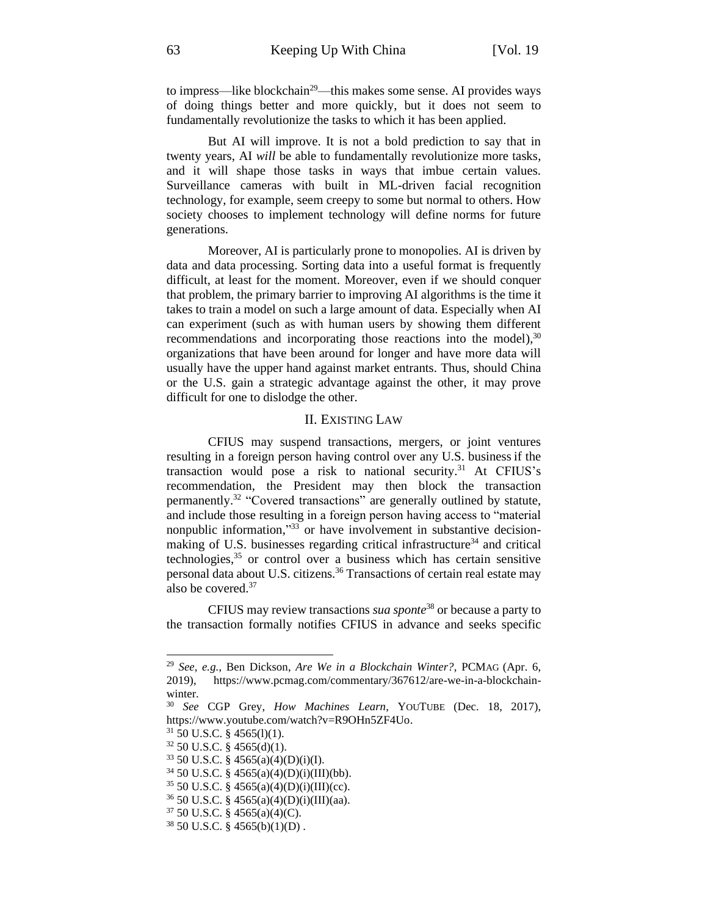to impress—like blockchain[29]—this makes some sense. AI provides ways of doing things better and more quickly, but it does not seem to fundamentally revolutionize the tasks to which it has been applied.

But AI will improve. It is not a bold prediction to say that in twenty years, AI *will* be able to fundamentally revolutionize more tasks, and it will shape those tasks in ways that imbue certain values. Surveillance cameras with built in ML-driven facial recognition technology, for example, seem creepy to some but normal to others. How society chooses to implement technology will define norms for future generations.

Moreover, AI is particularly prone to monopolies. AI is driven by data and data processing. Sorting data into a useful format is frequently difficult, at least for the moment. Moreover, even if we should conquer that problem, the primary barrier to improving AI algorithms is the time it takes to train a model on such a large amount of data. Especially when AI can experiment (such as with human users by showing them different recommendations and incorporating those reactions into the model),[30] organizations that have been around for longer and have more data will usually have the upper hand against market entrants. Thus, should China or the U.S. gain a strategic advantage against the other, it may prove difficult for one to dislodge the other.

## II. Existing Law

CFIUS may suspend transactions, mergers, or joint ventures resulting in a foreign person having control over any U.S. business if the transaction would pose a risk to national security.[31] At CFIUS's recommendation, the President may then block the transaction permanently.[32] "Covered transactions" are generally outlined by statute, and include those resulting in a foreign person having access to "material nonpublic information,"[33] or have involvement in substantive decision-making of U.S. businesses regarding critical infrastructure[34] and critical technologies,[35] or control over a business which has certain sensitive personal data about U.S. citizens.[36] Transactions of certain real estate may also be covered.[37]

CFIUS may review transactions *sua sponte*[38] or because a party to the transaction formally notifies CFIUS in advance and seeks specific

---

[29] *See, e.g.*, Ben Dickson, *Are We in a Blockchain Winter?*, PCMag (Apr. 6, 2019), https://www.pcmag.com/commentary/367612/are-we-in-a-blockchain-winter.

[30] *See* CGP Grey, *How Machines Learn*, YouTube (Dec. 18, 2017), https://www.youtube.com/watch?v=R9OHn5ZF4Uo.

[31] 50 U.S.C. § 4565(l)(1).

[32] 50 U.S.C. § 4565(d)(1).

[33] 50 U.S.C. § 4565(a)(4)(D)(i)(I).

[34] 50 U.S.C. § 4565(a)(4)(D)(i)(III)(bb).

[35] 50 U.S.C. § 4565(a)(4)(D)(i)(III)(cc).

[36] 50 U.S.C. § 4565(a)(4)(D)(i)(III)(aa).

[37] 50 U.S.C. § 4565(a)(4)(C).

[38] 50 U.S.C. § 4565(b)(1)(D) .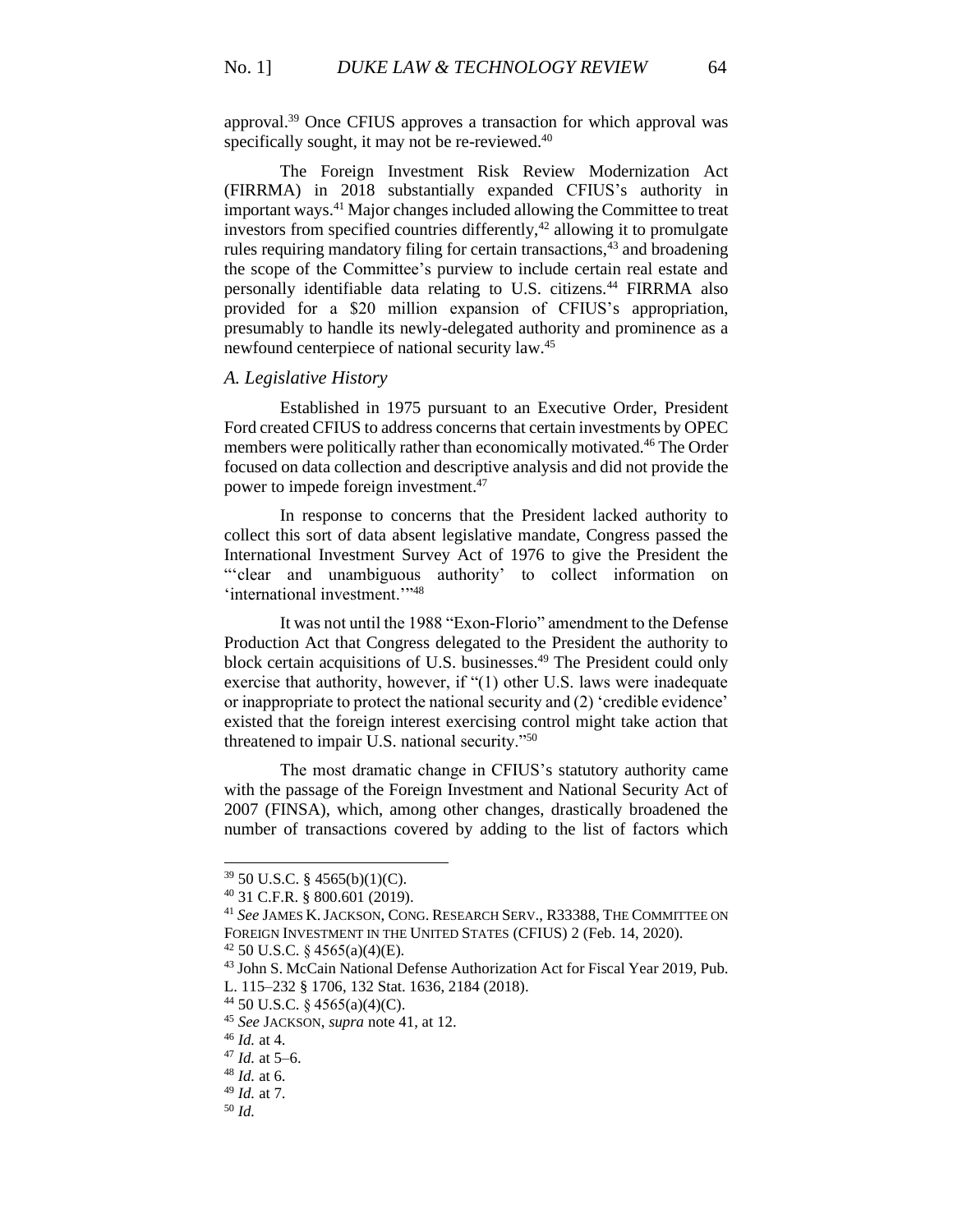approval.[39] Once CFIUS approves a transaction for which approval was specifically sought, it may not be re-reviewed.[40]

The Foreign Investment Risk Review Modernization Act (FIRRMA) in 2018 substantially expanded CFIUS's authority in important ways.[41] Major changes included allowing the Committee to treat investors from specified countries differently,[42] allowing it to promulgate rules requiring mandatory filing for certain transactions,[43] and broadening the scope of the Committee's purview to include certain real estate and personally identifiable data relating to U.S. citizens.[44] FIRRMA also provided for a $20 million expansion of CFIUS's appropriation, presumably to handle its newly-delegated authority and prominence as a newfound centerpiece of national security law.[45]

### *A. Legislative History*

Established in 1975 pursuant to an Executive Order, President Ford created CFIUS to address concerns that certain investments by OPEC members were politically rather than economically motivated.[46] The Order focused on data collection and descriptive analysis and did not provide the power to impede foreign investment.[47]

In response to concerns that the President lacked authority to collect this sort of data absent legislative mandate, Congress passed the International Investment Survey Act of 1976 to give the President the "'clear and unambiguous authority' to collect information on 'international investment.'"[48]

It was not until the 1988 "Exon-Florio" amendment to the Defense Production Act that Congress delegated to the President the authority to block certain acquisitions of U.S. businesses.[49] The President could only exercise that authority, however, if "(1) other U.S. laws were inadequate or inappropriate to protect the national security and (2) 'credible evidence' existed that the foreign interest exercising control might take action that threatened to impair U.S. national security."[50]

The most dramatic change in CFIUS's statutory authority came with the passage of the Foreign Investment and National Security Act of 2007 (FINSA), which, among other changes, drastically broadened the number of transactions covered by adding to the list of factors which

---

[39] 50 U.S.C. § 4565(b)(1)(C).

[40] 31 C.F.R. § 800.601 (2019).

[41] *See* JAMES K. JACKSON, CONG. RESEARCH SERV., R33388, THE COMMITTEE ON FOREIGN INVESTMENT IN THE UNITED STATES (CFIUS) 2 (Feb. 14, 2020).

[42] 50 U.S.C. § 4565(a)(4)(E).

[43] John S. McCain National Defense Authorization Act for Fiscal Year 2019, Pub. L. 115–232 § 1706, 132 Stat. 1636, 2184 (2018).

[44] 50 U.S.C. § 4565(a)(4)(C).

[45] *See* JACKSON, *supra* note 41, at 12.

[46] *Id.* at 4.

[47] *Id.* at 5–6.

[48] *Id.* at 6.

[49] *Id.* at 7.

[50] *Id.*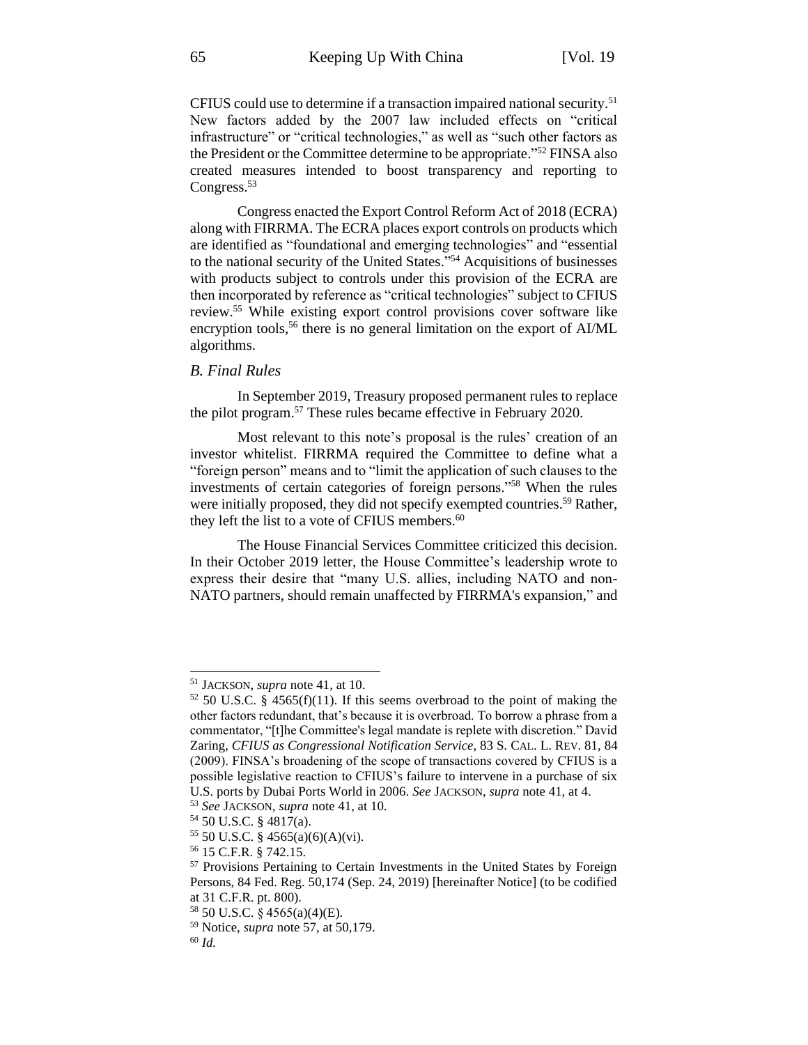CFIUS could use to determine if a transaction impaired national security.[51] New factors added by the 2007 law included effects on "critical infrastructure" or "critical technologies," as well as "such other factors as the President or the Committee determine to be appropriate."[52] FINSA also created measures intended to boost transparency and reporting to Congress.[53]

Congress enacted the Export Control Reform Act of 2018 (ECRA) along with FIRRMA. The ECRA places export controls on products which are identified as "foundational and emerging technologies" and "essential to the national security of the United States."[54] Acquisitions of businesses with products subject to controls under this provision of the ECRA are then incorporated by reference as "critical technologies" subject to CFIUS review.[55] While existing export control provisions cover software like encryption tools,[56] there is no general limitation on the export of AI/ML algorithms.

### *B. Final Rules*

In September 2019, Treasury proposed permanent rules to replace the pilot program.[57] These rules became effective in February 2020.

Most relevant to this note's proposal is the rules' creation of an investor whitelist. FIRRMA required the Committee to define what a "foreign person" means and to "limit the application of such clauses to the investments of certain categories of foreign persons."[58] When the rules were initially proposed, they did not specify exempted countries.[59] Rather, they left the list to a vote of CFIUS members.[60]

The House Financial Services Committee criticized this decision. In their October 2019 letter, the House Committee's leadership wrote to express their desire that "many U.S. allies, including NATO and non-NATO partners, should remain unaffected by FIRRMA's expansion," and

---

[51] JACKSON, *supra* note 41, at 10.

[52] 50 U.S.C. § 4565(f)(11). If this seems overbroad to the point of making the other factors redundant, that's because it is overbroad. To borrow a phrase from a commentator, "[t]he Committee's legal mandate is replete with discretion." David Zaring, *CFIUS as Congressional Notification Service*, 83 S. CAL. L. REV. 81, 84 (2009). FINSA's broadening of the scope of transactions covered by CFIUS is a possible legislative reaction to CFIUS's failure to intervene in a purchase of six U.S. ports by Dubai Ports World in 2006. *See* JACKSON, *supra* note 41, at 4.

[53] *See* JACKSON, *supra* note 41, at 10.

[54] 50 U.S.C. § 4817(a).

[55] 50 U.S.C. § 4565(a)(6)(A)(vi).

[56] 15 C.F.R. § 742.15.

[57] Provisions Pertaining to Certain Investments in the United States by Foreign Persons, 84 Fed. Reg. 50,174 (Sep. 24, 2019) [hereinafter Notice] (to be codified at 31 C.F.R. pt. 800).

[58] 50 U.S.C. § 4565(a)(4)(E).

[59] Notice, *supra* note 57, at 50,179.

[60] *Id.*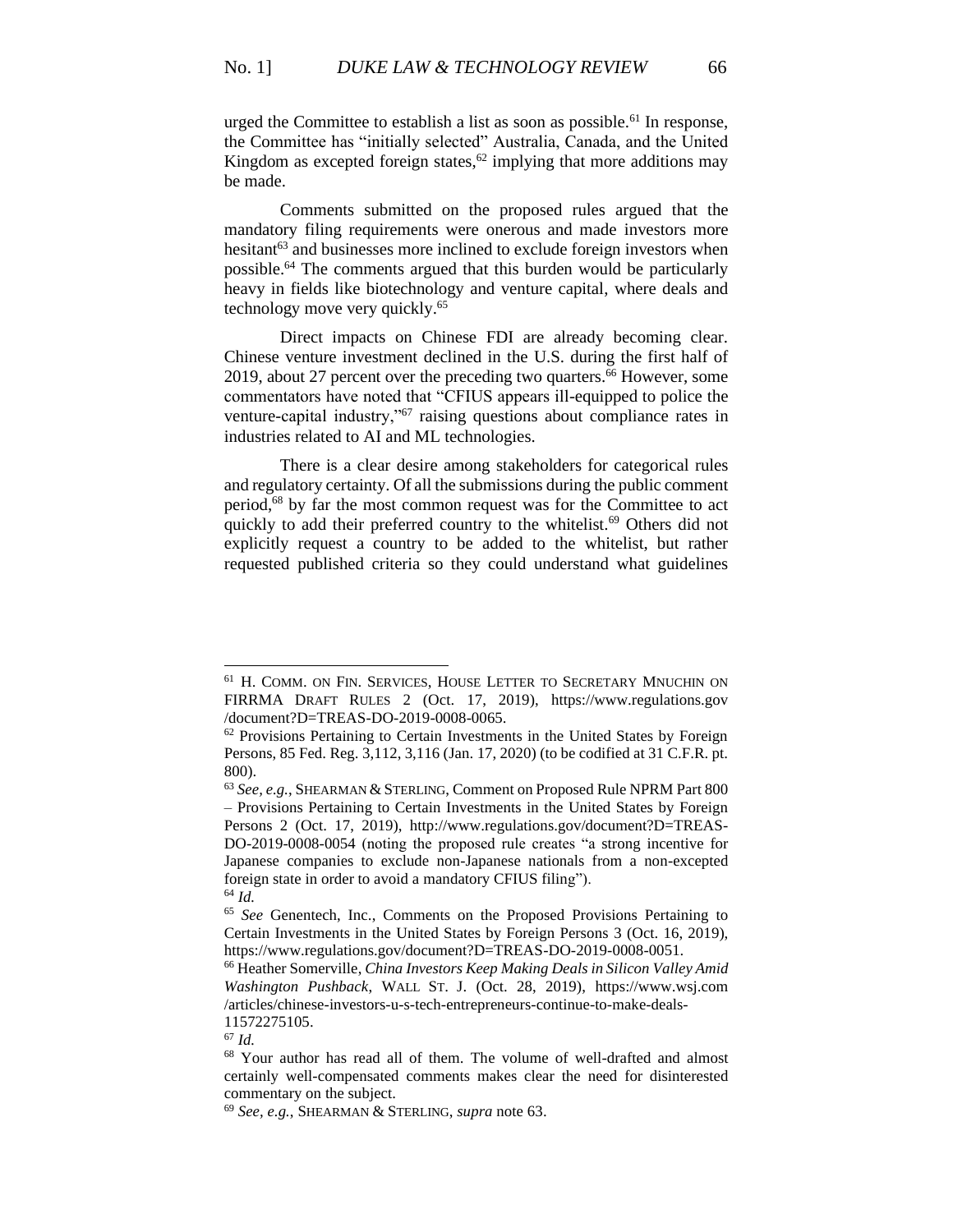urged the Committee to establish a list as soon as possible.[61] In response, the Committee has "initially selected" Australia, Canada, and the United Kingdom as excepted foreign states,[62] implying that more additions may be made.

Comments submitted on the proposed rules argued that the mandatory filing requirements were onerous and made investors more hesitant[63] and businesses more inclined to exclude foreign investors when possible.[64] The comments argued that this burden would be particularly heavy in fields like biotechnology and venture capital, where deals and technology move very quickly.[65]

Direct impacts on Chinese FDI are already becoming clear. Chinese venture investment declined in the U.S. during the first half of 2019, about 27 percent over the preceding two quarters.[66] However, some commentators have noted that "CFIUS appears ill-equipped to police the venture-capital industry,"[67] raising questions about compliance rates in industries related to AI and ML technologies.

There is a clear desire among stakeholders for categorical rules and regulatory certainty. Of all the submissions during the public comment period,[68] by far the most common request was for the Committee to act quickly to add their preferred country to the whitelist.[69] Others did not explicitly request a country to be added to the whitelist, but rather requested published criteria so they could understand what guidelines

---

[61] H. COMM. ON FIN. SERVICES, HOUSE LETTER TO SECRETARY MNUCHIN ON FIRRMA DRAFT RULES 2 (Oct. 17, 2019), https://www.regulations.gov/document?D=TREAS-DO-2019-0008-0065.

[62] Provisions Pertaining to Certain Investments in the United States by Foreign Persons, 85 Fed. Reg. 3,112, 3,116 (Jan. 17, 2020) (to be codified at 31 C.F.R. pt. 800).

[63] *See, e.g.*, SHEARMAN & STERLING, Comment on Proposed Rule NPRM Part 800 – Provisions Pertaining to Certain Investments in the United States by Foreign Persons 2 (Oct. 17, 2019), http://www.regulations.gov/document?D=TREAS-DO-2019-0008-0054 (noting the proposed rule creates "a strong incentive for Japanese companies to exclude non-Japanese nationals from a non-excepted foreign state in order to avoid a mandatory CFIUS filing").

[64] *Id.*

[65] *See* Genentech, Inc., Comments on the Proposed Provisions Pertaining to Certain Investments in the United States by Foreign Persons 3 (Oct. 16, 2019), https://www.regulations.gov/document?D=TREAS-DO-2019-0008-0051.

[66] Heather Somerville, *China Investors Keep Making Deals in Silicon Valley Amid Washington Pushback*, WALL ST. J. (Oct. 28, 2019), https://www.wsj.com/articles/chinese-investors-u-s-tech-entrepreneurs-continue-to-make-deals-11572275105.

[67] *Id.*

[68] Your author has read all of them. The volume of well-drafted and almost certainly well-compensated comments makes clear the need for disinterested commentary on the subject.

[69] *See, e.g.*, SHEARMAN & STERLING, *supra* note 63.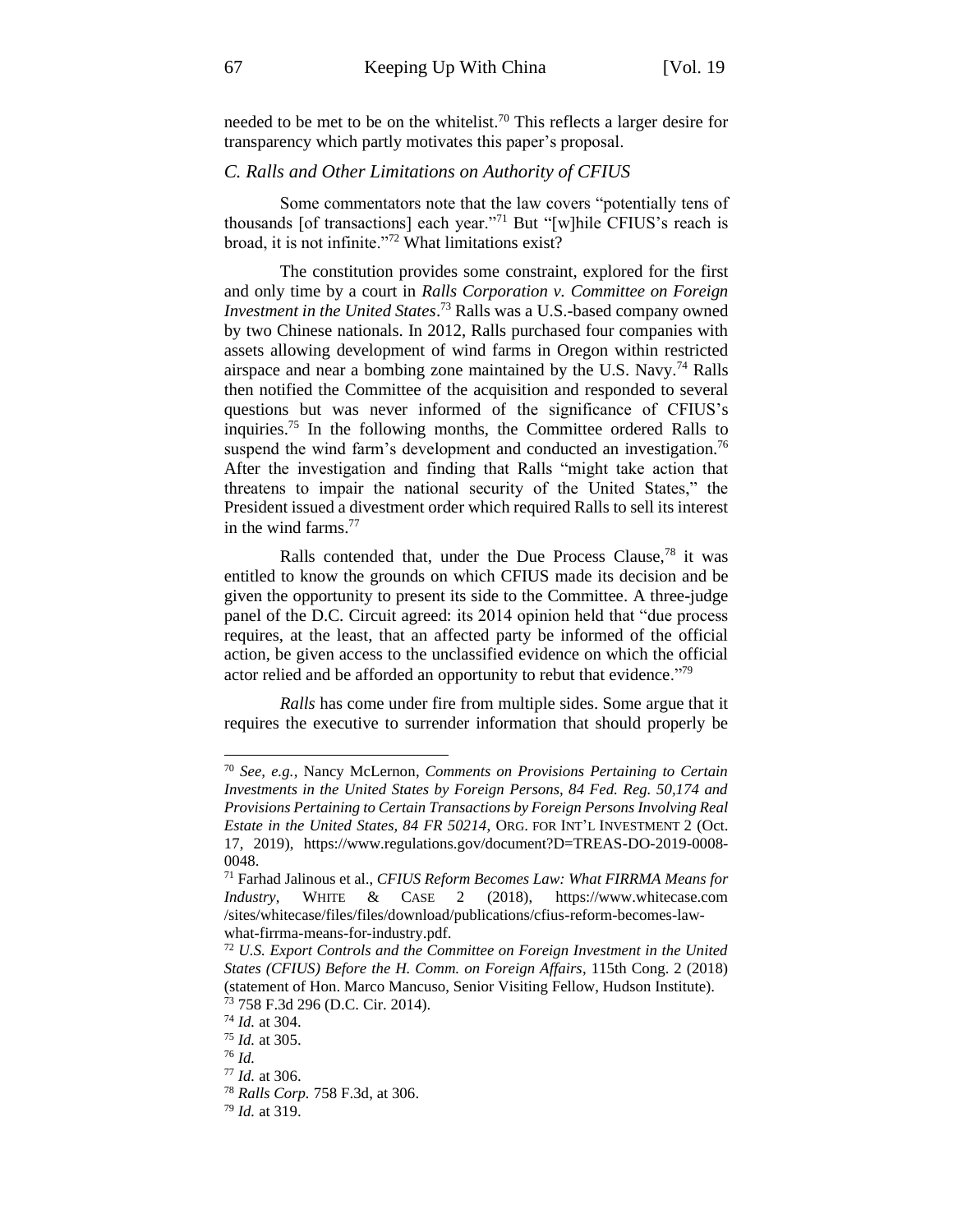needed to be met to be on the whitelist.[70] This reflects a larger desire for transparency which partly motivates this paper's proposal.

### *C. Ralls and Other Limitations on Authority of CFIUS*

Some commentators note that the law covers "potentially tens of thousands [of transactions] each year."[71] But "[w]hile CFIUS's reach is broad, it is not infinite."[72] What limitations exist?

The constitution provides some constraint, explored for the first and only time by a court in *Ralls Corporation v. Committee on Foreign Investment in the United States*.[73] Ralls was a U.S.-based company owned by two Chinese nationals. In 2012, Ralls purchased four companies with assets allowing development of wind farms in Oregon within restricted airspace and near a bombing zone maintained by the U.S. Navy.[74] Ralls then notified the Committee of the acquisition and responded to several questions but was never informed of the significance of CFIUS's inquiries.[75] In the following months, the Committee ordered Ralls to suspend the wind farm's development and conducted an investigation.[76] After the investigation and finding that Ralls "might take action that threatens to impair the national security of the United States," the President issued a divestment order which required Ralls to sell its interest in the wind farms.[77]

Ralls contended that, under the Due Process Clause,[78] it was entitled to know the grounds on which CFIUS made its decision and be given the opportunity to present its side to the Committee. A three-judge panel of the D.C. Circuit agreed: its 2014 opinion held that "due process requires, at the least, that an affected party be informed of the official action, be given access to the unclassified evidence on which the official actor relied and be afforded an opportunity to rebut that evidence."[79]

*Ralls* has come under fire from multiple sides. Some argue that it requires the executive to surrender information that should properly be

---

[70] *See, e.g.*, Nancy McLernon, *Comments on Provisions Pertaining to Certain Investments in the United States by Foreign Persons, 84 Fed. Reg. 50,174 and Provisions Pertaining to Certain Transactions by Foreign Persons Involving Real Estate in the United States, 84 FR 50214*, ORG. FOR INT'L INVESTMENT 2 (Oct. 17, 2019), https://www.regulations.gov/document?D=TREAS-DO-2019-0008-0048.

[71] Farhad Jalinous et al., *CFIUS Reform Becomes Law: What FIRRMA Means for Industry*, WHITE & CASE 2 (2018), https://www.whitecase.com /sites/whitecase/files/files/download/publications/cfius-reform-becomes-law-what-firrma-means-for-industry.pdf.

[72] *U.S. Export Controls and the Committee on Foreign Investment in the United States (CFIUS) Before the H. Comm. on Foreign Affairs*, 115th Cong. 2 (2018) (statement of Hon. Marco Mancuso, Senior Visiting Fellow, Hudson Institute).

[73] 758 F.3d 296 (D.C. Cir. 2014).

[74] *Id.* at 304.

[75] *Id.* at 305.

[76] *Id.*

[77] *Id.* at 306.

[78] *Ralls Corp.* 758 F.3d, at 306.

[79] *Id.* at 319.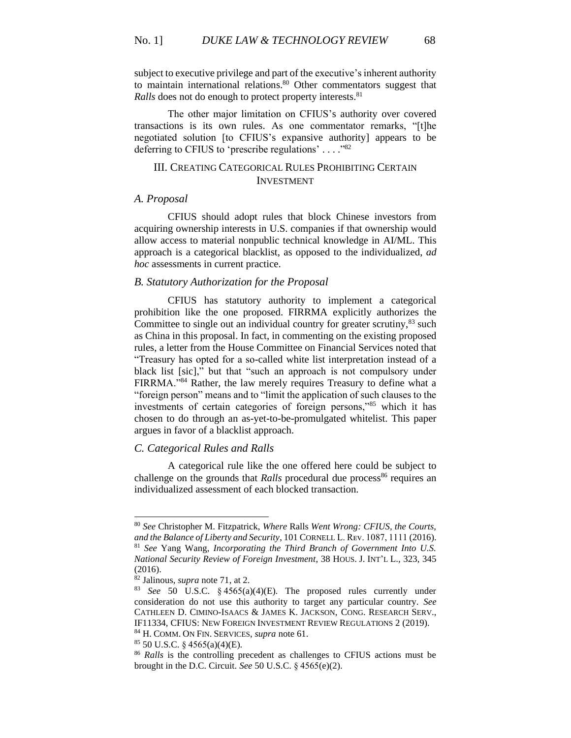subject to executive privilege and part of the executive's inherent authority to maintain international relations.[80] Other commentators suggest that *Ralls* does not do enough to protect property interests.[81]

The other major limitation on CFIUS's authority over covered transactions is its own rules. As one commentator remarks, "[t]he negotiated solution [to CFIUS's expansive authority] appears to be deferring to CFIUS to 'prescribe regulations' . . . ."[82]

## III. Creating Categorical Rules Prohibiting Certain Investment

### *A. Proposal*

CFIUS should adopt rules that block Chinese investors from acquiring ownership interests in U.S. companies if that ownership would allow access to material nonpublic technical knowledge in AI/ML. This approach is a categorical blacklist, as opposed to the individualized, *ad hoc* assessments in current practice.

### *B. Statutory Authorization for the Proposal*

CFIUS has statutory authority to implement a categorical prohibition like the one proposed. FIRRMA explicitly authorizes the Committee to single out an individual country for greater scrutiny,[83] such as China in this proposal. In fact, in commenting on the existing proposed rules, a letter from the House Committee on Financial Services noted that "Treasury has opted for a so-called white list interpretation instead of a black list [sic]," but that "such an approach is not compulsory under FIRRMA."[84] Rather, the law merely requires Treasury to define what a "foreign person" means and to "limit the application of such clauses to the investments of certain categories of foreign persons,"[85] which it has chosen to do through an as-yet-to-be-promulgated whitelist. This paper argues in favor of a blacklist approach.

### *C. Categorical Rules and Ralls*

A categorical rule like the one offered here could be subject to challenge on the grounds that *Ralls* procedural due process[86] requires an individualized assessment of each blocked transaction.

---

[80] *See* Christopher M. Fitzpatrick, *Where* Ralls *Went Wrong: CFIUS, the Courts, and the Balance of Liberty and Security*, 101 Cornell L. Rev. 1087, 1111 (2016).

[81] *See* Yang Wang, *Incorporating the Third Branch of Government Into U.S. National Security Review of Foreign Investment*, 38 Hous. J. Int'l L., 323, 345 (2016).

[82] Jalinous, *supra* note 71, at 2.

[83] *See* 50 U.S.C. § 4565(a)(4)(E). The proposed rules currently under consideration do not use this authority to target any particular country. *See* Cathleen D. Cimino-Isaacs & James K. Jackson, Cong. Research Serv., IF11334, CFIUS: New Foreign Investment Review Regulations 2 (2019).

[84] H. Comm. On Fin. Services, *supra* note 61.

[85] 50 U.S.C. § 4565(a)(4)(E).

[86] *Ralls* is the controlling precedent as challenges to CFIUS actions must be brought in the D.C. Circuit. *See* 50 U.S.C. § 4565(e)(2).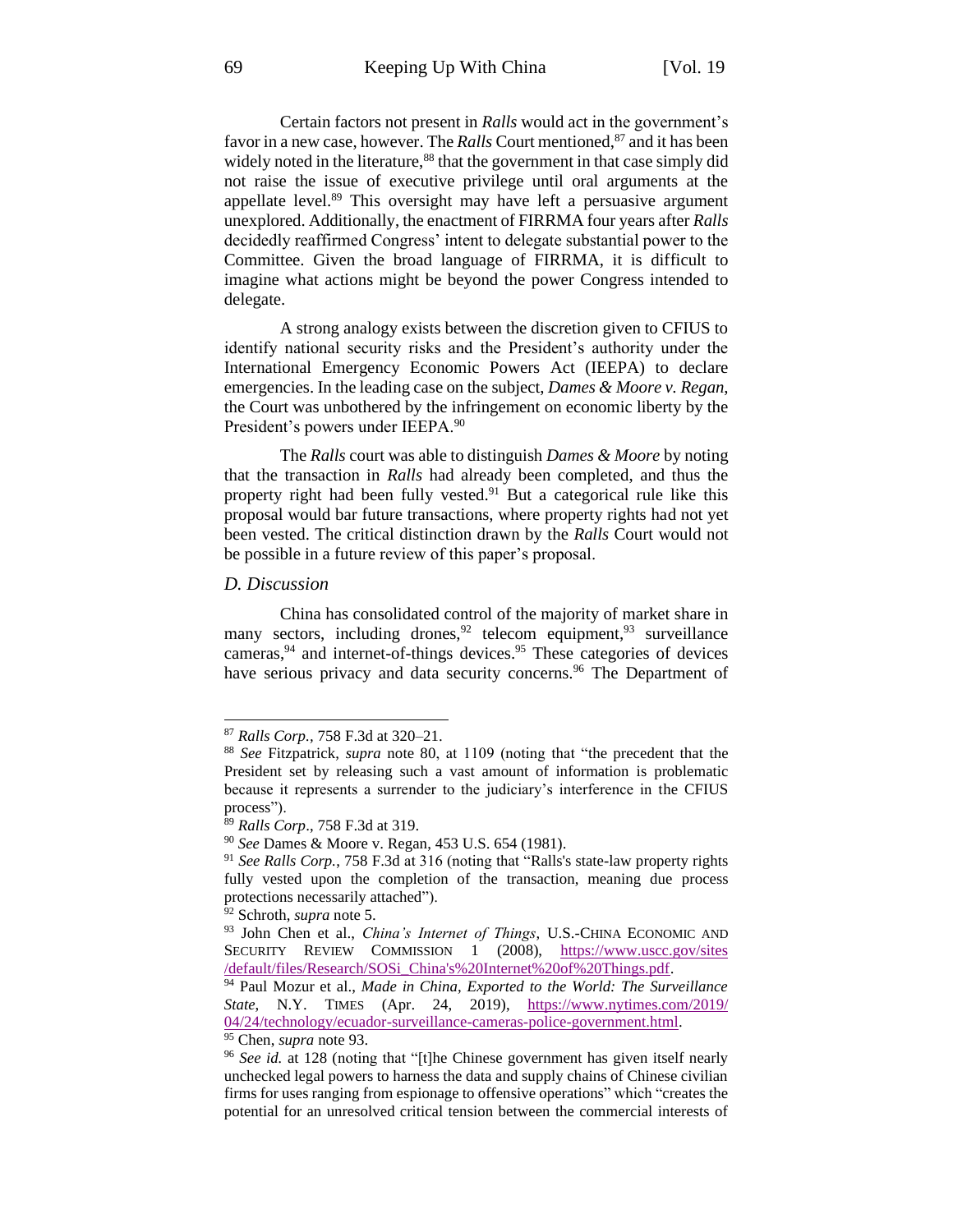Certain factors not present in *Ralls* would act in the government's favor in a new case, however. The *Ralls* Court mentioned,[87] and it has been widely noted in the literature,[88] that the government in that case simply did not raise the issue of executive privilege until oral arguments at the appellate level.[89] This oversight may have left a persuasive argument unexplored. Additionally, the enactment of FIRRMA four years after *Ralls* decidedly reaffirmed Congress' intent to delegate substantial power to the Committee. Given the broad language of FIRRMA, it is difficult to imagine what actions might be beyond the power Congress intended to delegate.

A strong analogy exists between the discretion given to CFIUS to identify national security risks and the President's authority under the International Emergency Economic Powers Act (IEEPA) to declare emergencies. In the leading case on the subject, *Dames & Moore v. Regan*, the Court was unbothered by the infringement on economic liberty by the President's powers under IEEPA.[90]

The *Ralls* court was able to distinguish *Dames & Moore* by noting that the transaction in *Ralls* had already been completed, and thus the property right had been fully vested.[91] But a categorical rule like this proposal would bar future transactions, where property rights had not yet been vested. The critical distinction drawn by the *Ralls* Court would not be possible in a future review of this paper's proposal.

### *D. Discussion*

China has consolidated control of the majority of market share in many sectors, including drones,[92] telecom equipment,[93] surveillance cameras,[94] and internet-of-things devices.[95] These categories of devices have serious privacy and data security concerns.[96] The Department of

---

[87] *Ralls Corp.*, 758 F.3d at 320–21.

[88] *See* Fitzpatrick, *supra* note 80, at 1109 (noting that "the precedent that the President set by releasing such a vast amount of information is problematic because it represents a surrender to the judiciary's interference in the CFIUS process").

[89] *Ralls Corp*., 758 F.3d at 319.

[90] *See* Dames & Moore v. Regan, 453 U.S. 654 (1981).

[91] *See Ralls Corp.*, 758 F.3d at 316 (noting that "Ralls's state-law property rights fully vested upon the completion of the transaction, meaning due process protections necessarily attached").

[92] Schroth, *supra* note 5.

[93] John Chen et al., *China's Internet of Things*, U.S.-CHINA ECONOMIC AND SECURITY REVIEW COMMISSION 1 (2008), https://www.uscc.gov/sites/default/files/Research/SOSi_China's%20Internet%20of%20Things.pdf.

[94] Paul Mozur et al., *Made in China, Exported to the World: The Surveillance State*, N.Y. TIMES (Apr. 24, 2019), https://www.nytimes.com/2019/04/24/technology/ecuador-surveillance-cameras-police-government.html.

[95] Chen, *supra* note 93.

[96] *See id.* at 128 (noting that "[t]he Chinese government has given itself nearly unchecked legal powers to harness the data and supply chains of Chinese civilian firms for uses ranging from espionage to offensive operations" which "creates the potential for an unresolved critical tension between the commercial interests of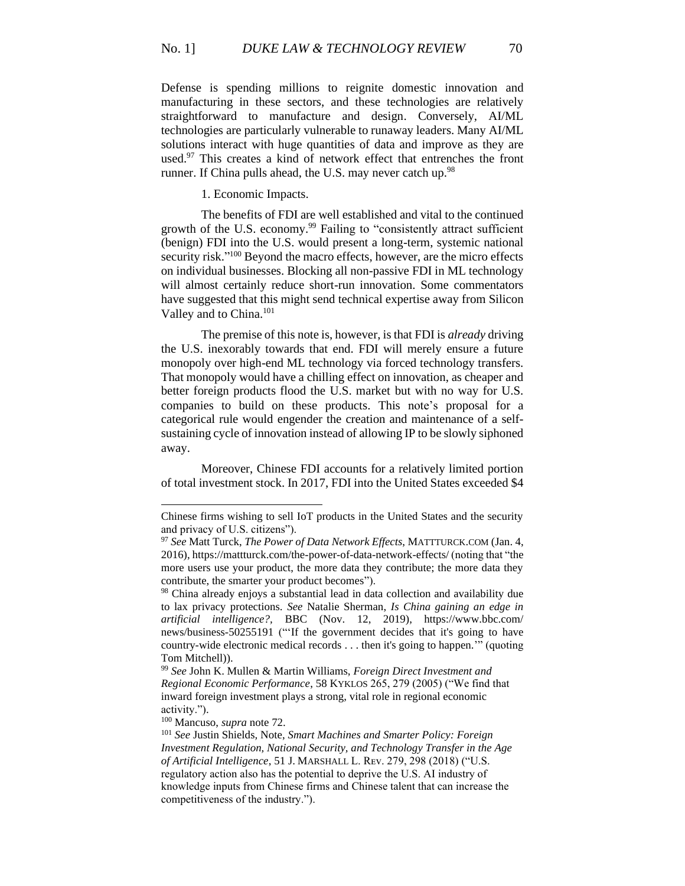Defense is spending millions to reignite domestic innovation and manufacturing in these sectors, and these technologies are relatively straightforward to manufacture and design. Conversely, AI/ML technologies are particularly vulnerable to runaway leaders. Many AI/ML solutions interact with huge quantities of data and improve as they are used.[97] This creates a kind of network effect that entrenches the front runner. If China pulls ahead, the U.S. may never catch up.[98]

1. Economic Impacts.

The benefits of FDI are well established and vital to the continued growth of the U.S. economy.[99] Failing to "consistently attract sufficient (benign) FDI into the U.S. would present a long-term, systemic national security risk."[100] Beyond the macro effects, however, are the micro effects on individual businesses. Blocking all non-passive FDI in ML technology will almost certainly reduce short-run innovation. Some commentators have suggested that this might send technical expertise away from Silicon Valley and to China.[101]

The premise of this note is, however, is that FDI is *already* driving the U.S. inexorably towards that end. FDI will merely ensure a future monopoly over high-end ML technology via forced technology transfers. That monopoly would have a chilling effect on innovation, as cheaper and better foreign products flood the U.S. market but with no way for U.S. companies to build on these products. This note's proposal for a categorical rule would engender the creation and maintenance of a self-sustaining cycle of innovation instead of allowing IP to be slowly siphoned away.

Moreover, Chinese FDI accounts for a relatively limited portion of total investment stock. In 2017, FDI into the United States exceeded $4

---

Chinese firms wishing to sell IoT products in the United States and the security and privacy of U.S. citizens").

[97] *See* Matt Turck, *The Power of Data Network Effects*, MATTTURCK.COM (Jan. 4, 2016), https://mattturck.com/the-power-of-data-network-effects/ (noting that "the more users use your product, the more data they contribute; the more data they contribute, the smarter your product becomes").

[98] China already enjoys a substantial lead in data collection and availability due to lax privacy protections. *See* Natalie Sherman, *Is China gaining an edge in artificial intelligence?*, BBC (Nov. 12, 2019), https://www.bbc.com/news/business-50255191 ("'If the government decides that it's going to have country-wide electronic medical records . . . then it's going to happen.'" (quoting Tom Mitchell)).

[99] *See* John K. Mullen & Martin Williams, *Foreign Direct Investment and Regional Economic Performance*, 58 KYKLOS 265, 279 (2005) ("We find that inward foreign investment plays a strong, vital role in regional economic activity.").

[100] Mancuso, *supra* note 72.

[101] *See* Justin Shields, Note, *Smart Machines and Smarter Policy: Foreign Investment Regulation, National Security, and Technology Transfer in the Age of Artificial Intelligence*, 51 J. MARSHALL L. REV. 279, 298 (2018) ("U.S. regulatory action also has the potential to deprive the U.S. AI industry of knowledge inputs from Chinese firms and Chinese talent that can increase the competitiveness of the industry.").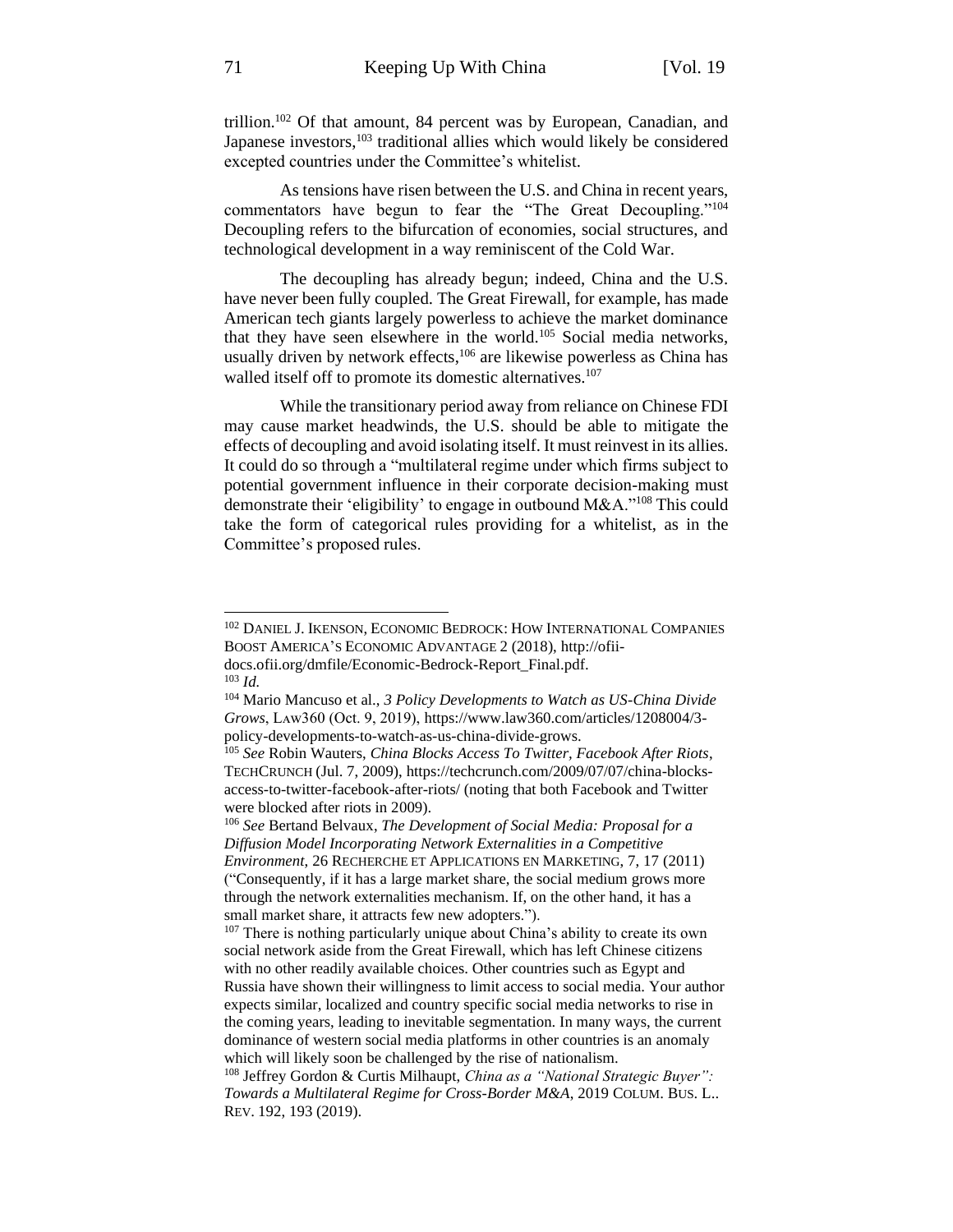trillion.[102] Of that amount, 84 percent was by European, Canadian, and Japanese investors,[103] traditional allies which would likely be considered excepted countries under the Committee's whitelist.

As tensions have risen between the U.S. and China in recent years, commentators have begun to fear the "The Great Decoupling."[104] Decoupling refers to the bifurcation of economies, social structures, and technological development in a way reminiscent of the Cold War.

The decoupling has already begun; indeed, China and the U.S. have never been fully coupled. The Great Firewall, for example, has made American tech giants largely powerless to achieve the market dominance that they have seen elsewhere in the world.[105] Social media networks, usually driven by network effects,[106] are likewise powerless as China has walled itself off to promote its domestic alternatives.[107]

While the transitionary period away from reliance on Chinese FDI may cause market headwinds, the U.S. should be able to mitigate the effects of decoupling and avoid isolating itself. It must reinvest in its allies. It could do so through a "multilateral regime under which firms subject to potential government influence in their corporate decision-making must demonstrate their 'eligibility' to engage in outbound M&A."[108] This could take the form of categorical rules providing for a whitelist, as in the Committee's proposed rules.

---

[102] DANIEL J. IKENSON, ECONOMIC BEDROCK: HOW INTERNATIONAL COMPANIES BOOST AMERICA'S ECONOMIC ADVANTAGE 2 (2018), http://ofii-docs.ofii.org/dmfile/Economic-Bedrock-Report_Final.pdf.

[103] *Id.*

[104] Mario Mancuso et al., *3 Policy Developments to Watch as US-China Divide Grows*, LAW360 (Oct. 9, 2019), https://www.law360.com/articles/1208004/3-policy-developments-to-watch-as-us-china-divide-grows.

[105] *See* Robin Wauters, *China Blocks Access To Twitter, Facebook After Riots*, TECHCRUNCH (Jul. 7, 2009), https://techcrunch.com/2009/07/07/china-blocks-access-to-twitter-facebook-after-riots/ (noting that both Facebook and Twitter were blocked after riots in 2009).

[106] *See* Bertand Belvaux, *The Development of Social Media: Proposal for a Diffusion Model Incorporating Network Externalities in a Competitive Environment*, 26 RECHERCHE ET APPLICATIONS EN MARKETING, 7, 17 (2011) ("Consequently, if it has a large market share, the social medium grows more through the network externalities mechanism. If, on the other hand, it has a small market share, it attracts few new adopters.").

[107] There is nothing particularly unique about China's ability to create its own social network aside from the Great Firewall, which has left Chinese citizens with no other readily available choices. Other countries such as Egypt and Russia have shown their willingness to limit access to social media. Your author expects similar, localized and country specific social media networks to rise in the coming years, leading to inevitable segmentation. In many ways, the current dominance of western social media platforms in other countries is an anomaly which will likely soon be challenged by the rise of nationalism.

[108] Jeffrey Gordon & Curtis Milhaupt, *China as a "National Strategic Buyer": Towards a Multilateral Regime for Cross-Border M&A*, 2019 COLUM. BUS. L.. REV. 192, 193 (2019).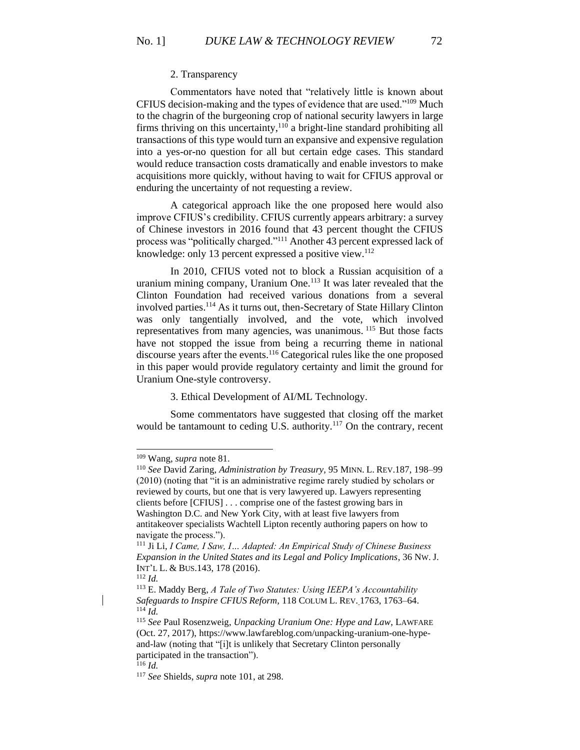2. Transparency

Commentators have noted that "relatively little is known about CFIUS decision-making and the types of evidence that are used."[109] Much to the chagrin of the burgeoning crop of national security lawyers in large firms thriving on this uncertainty,[110] a bright-line standard prohibiting all transactions of this type would turn an expansive and expensive regulation into a yes-or-no question for all but certain edge cases. This standard would reduce transaction costs dramatically and enable investors to make acquisitions more quickly, without having to wait for CFIUS approval or enduring the uncertainty of not requesting a review.

A categorical approach like the one proposed here would also improve CFIUS's credibility. CFIUS currently appears arbitrary: a survey of Chinese investors in 2016 found that 43 percent thought the CFIUS process was "politically charged."[111] Another 43 percent expressed lack of knowledge: only 13 percent expressed a positive view.[112]

In 2010, CFIUS voted not to block a Russian acquisition of a uranium mining company, Uranium One.[113] It was later revealed that the Clinton Foundation had received various donations from a several involved parties.[114] As it turns out, then-Secretary of State Hillary Clinton was only tangentially involved, and the vote, which involved representatives from many agencies, was unanimous.[115] But those facts have not stopped the issue from being a recurring theme in national discourse years after the events.[116] Categorical rules like the one proposed in this paper would provide regulatory certainty and limit the ground for Uranium One-style controversy.

3. Ethical Development of AI/ML Technology.

Some commentators have suggested that closing off the market would be tantamount to ceding U.S. authority.[117] On the contrary, recent

---

[109] Wang, *supra* note 81.

[110] *See* David Zaring, *Administration by Treasury*, 95 MINN. L. REV.187, 198–99 (2010) (noting that "it is an administrative regime rarely studied by scholars or reviewed by courts, but one that is very lawyered up. Lawyers representing clients before [CFIUS] . . . comprise one of the fastest growing bars in Washington D.C. and New York City, with at least five lawyers from antitakeover specialists Wachtell Lipton recently authoring papers on how to navigate the process.").

[111] Ji Li, *I Came, I Saw, I… Adapted: An Empirical Study of Chinese Business Expansion in the United States and its Legal and Policy Implications*, 36 NW. J. INT'L L. & BUS.143, 178 (2016).

[112] *Id.*

[113] E. Maddy Berg, *A Tale of Two Statutes: Using IEEPA's Accountability Safeguards to Inspire CFIUS Reform*, 118 COLUM L. REV. 1763, 1763–64.

[114] *Id.*

[115] *See* Paul Rosenzweig, *Unpacking Uranium One: Hype and Law*, LAWFARE (Oct. 27, 2017), https://www.lawfareblog.com/unpacking-uranium-one-hype-and-law (noting that "[i]t is unlikely that Secretary Clinton personally participated in the transaction").

[116] *Id.*

[117] *See* Shields, *supra* note 101, at 298.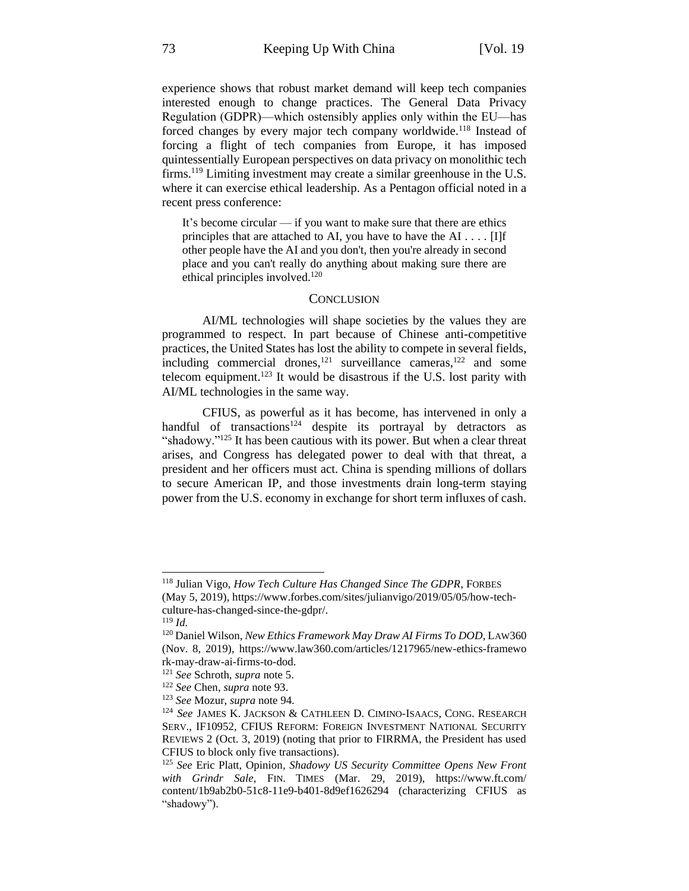experience shows that robust market demand will keep tech companies interested enough to change practices. The General Data Privacy Regulation (GDPR)—which ostensibly applies only within the EU—has forced changes by every major tech company worldwide.[118] Instead of forcing a flight of tech companies from Europe, it has imposed quintessentially European perspectives on data privacy on monolithic tech firms.[119] Limiting investment may create a similar greenhouse in the U.S. where it can exercise ethical leadership. As a Pentagon official noted in a recent press conference:

> It's become circular — if you want to make sure that there are ethics principles that are attached to AI, you have to have the AI . . . . [I]f other people have the AI and you don't, then you're already in second place and you can't really do anything about making sure there are ethical principles involved.[120]

## CONCLUSION

AI/ML technologies will shape societies by the values they are programmed to respect. In part because of Chinese anti-competitive practices, the United States has lost the ability to compete in several fields, including commercial drones,[121] surveillance cameras,[122] and some telecom equipment.[123] It would be disastrous if the U.S. lost parity with AI/ML technologies in the same way.

CFIUS, as powerful as it has become, has intervened in only a handful of transactions[124] despite its portrayal by detractors as "shadowy."[125] It has been cautious with its power. But when a clear threat arises, and Congress has delegated power to deal with that threat, a president and her officers must act. China is spending millions of dollars to secure American IP, and those investments drain long-term staying power from the U.S. economy in exchange for short term influxes of cash.

---

[118] Julian Vigo, *How Tech Culture Has Changed Since The GDPR*, FORBES (May 5, 2019), https://www.forbes.com/sites/julianvigo/2019/05/05/how-tech-culture-has-changed-since-the-gdpr/.

[119] *Id.*

[120] Daniel Wilson, *New Ethics Framework May Draw AI Firms To DOD*, LAW360 (Nov. 8, 2019), https://www.law360.com/articles/1217965/new-ethics-framework-may-draw-ai-firms-to-dod.

[121] *See* Schroth, *supra* note 5.

[122] *See* Chen, *supra* note 93.

[123] *See* Mozur, *supra* note 94.

[124] *See* JAMES K. JACKSON & CATHLEEN D. CIMINO-ISAACS, CONG. RESEARCH SERV., IF10952, CFIUS REFORM: FOREIGN INVESTMENT NATIONAL SECURITY REVIEWS 2 (Oct. 3, 2019) (noting that prior to FIRRMA, the President has used CFIUS to block only five transactions).

[125] *See* Eric Platt, Opinion, *Shadowy US Security Committee Opens New Front with Grindr Sale*, FIN. TIMES (Mar. 29, 2019), https://www.ft.com/content/1b9ab2b0-51c8-11e9-b401-8d9ef1626294 (characterizing CFIUS as "shadowy").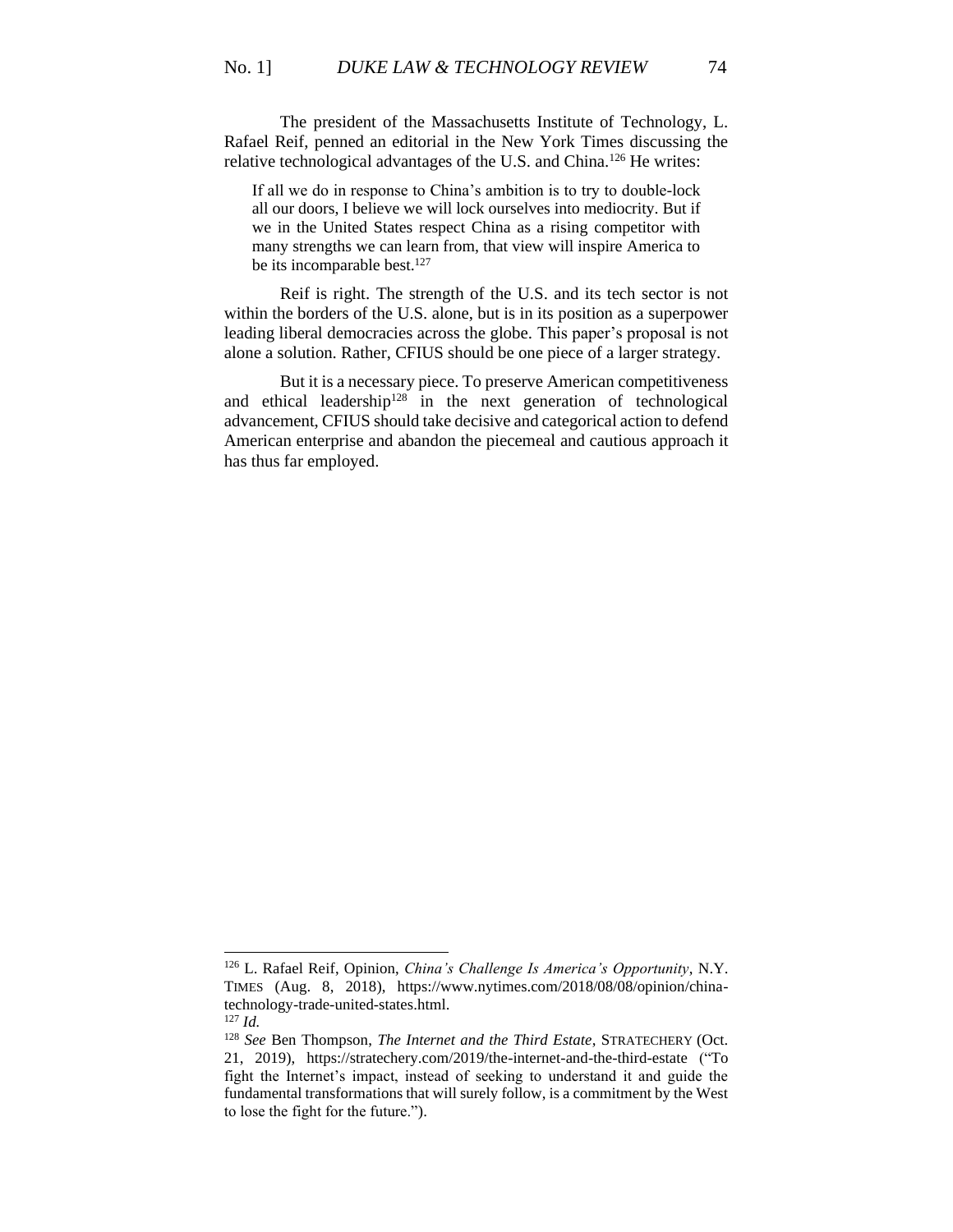The president of the Massachusetts Institute of Technology, L. Rafael Reif, penned an editorial in the New York Times discussing the relative technological advantages of the U.S. and China.[126] He writes:

> If all we do in response to China's ambition is to try to double-lock all our doors, I believe we will lock ourselves into mediocrity. But if we in the United States respect China as a rising competitor with many strengths we can learn from, that view will inspire America to be its incomparable best.[127]

Reif is right. The strength of the U.S. and its tech sector is not within the borders of the U.S. alone, but is in its position as a superpower leading liberal democracies across the globe. This paper's proposal is not alone a solution. Rather, CFIUS should be one piece of a larger strategy.

But it is a necessary piece. To preserve American competitiveness and ethical leadership[128] in the next generation of technological advancement, CFIUS should take decisive and categorical action to defend American enterprise and abandon the piecemeal and cautious approach it has thus far employed.

---

[126] L. Rafael Reif, Opinion, *China's Challenge Is America's Opportunity*, N.Y. TIMES (Aug. 8, 2018), https://www.nytimes.com/2018/08/08/opinion/china-technology-trade-united-states.html.

[127] *Id.*

[128] *See* Ben Thompson, *The Internet and the Third Estate*, STRATECHERY (Oct. 21, 2019), https://stratechery.com/2019/the-internet-and-the-third-estate ("To fight the Internet's impact, instead of seeking to understand it and guide the fundamental transformations that will surely follow, is a commitment by the West to lose the fight for the future.").